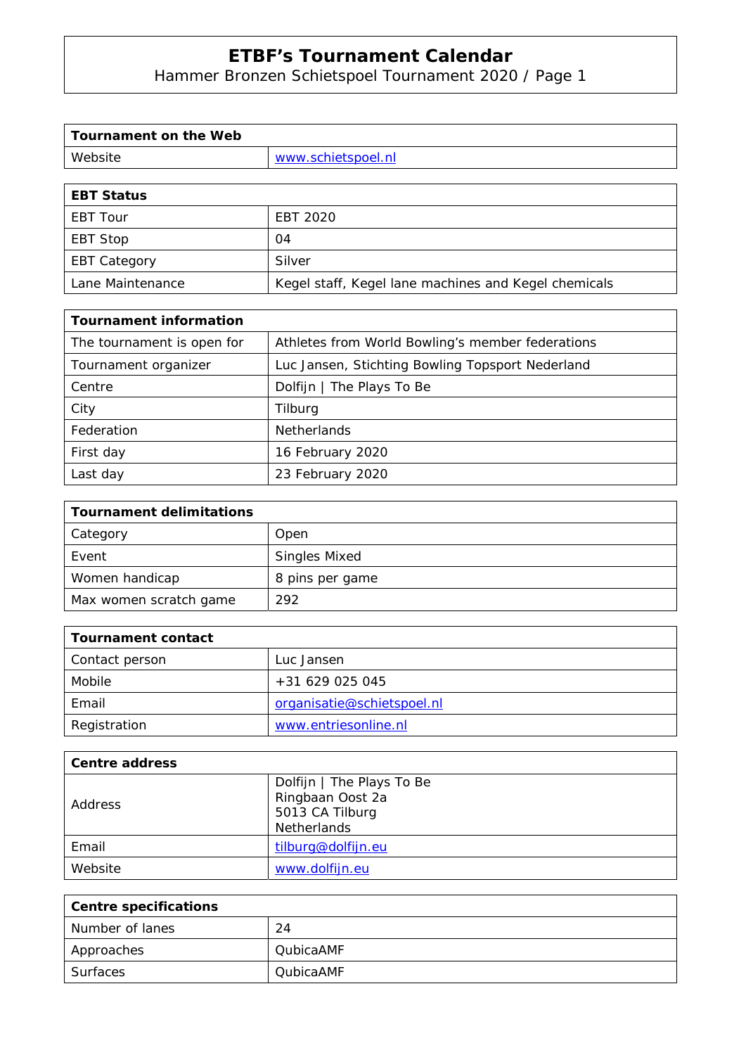# ETBF’s Tournament Calendar

Hammer Bronzen Schietspoel Tournament 2020 / Page 1

| Tournament on the Web | |
|---|---|
| Website | www.schietspoel.nl |

| EBT Status | |
|---|---|
| EBT Tour | EBT 2020 |
| EBT Stop | 04 |
| EBT Category | Silver |
| Lane Maintenance | Kegel staff, Kegel lane machines and Kegel chemicals |

| Tournament information | |
|---|---|
| The tournament is open for | Athletes from World Bowling’s member federations |
| Tournament organizer | Luc Jansen, Stichting Bowling Topsport Nederland |
| Centre | Dolfijn \| The Plays To Be |
| City | Tilburg |
| Federation | Netherlands |
| First day | 16 February 2020 |
| Last day | 23 February 2020 |

| Tournament delimitations | |
|---|---|
| Category | Open |
| Event | Singles Mixed |
| Women handicap | 8 pins per game |
| Max women scratch game | 292 |

| Tournament contact | |
|---|---|
| Contact person | Luc Jansen |
| Mobile | +31 629 025 045 |
| Email | organisatie@schietspoel.nl |
| Registration | www.entriesonline.nl |

| Centre address | |
|---|---|
| Address | Dolfijn \| The Plays To Be<br>Ringbaan Oost 2a<br>5013 CA Tilburg<br>Netherlands |
| Email | tilburg@dolfijn.eu |
| Website | www.dolfijn.eu |

| Centre specifications | |
|---|---|
| Number of lanes | 24 |
| Approaches | QubicaAMF |
| Surfaces | QubicaAMF |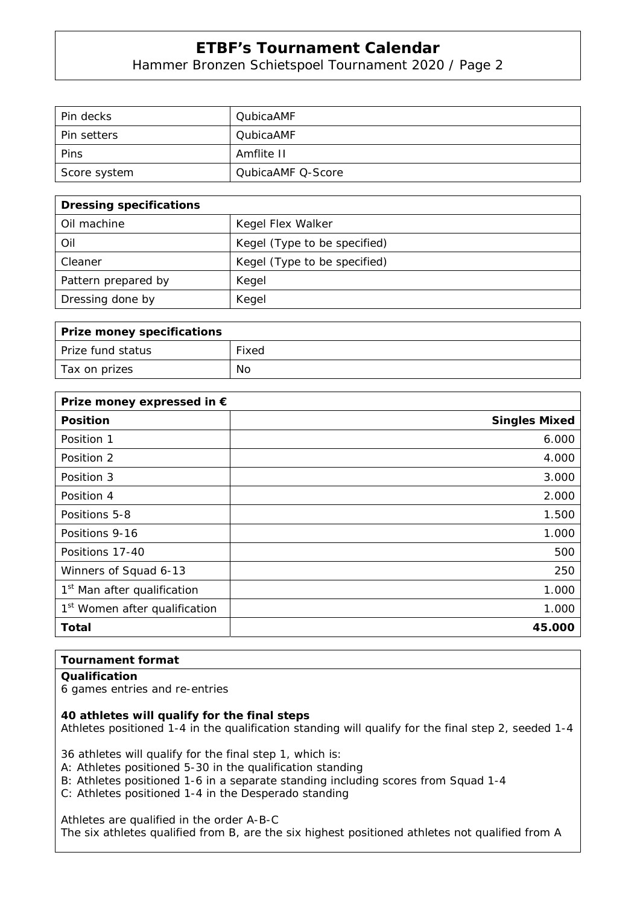| Pin decks | QubicaAMF |
|---|---|
| Pin setters | QubicaAMF |
| Pins | Amflite II |
| Score system | QubicaAMF Q-Score |

| **Dressing specifications** | |
|---|---|
| Oil machine | Kegel Flex Walker |
| Oil | Kegel (Type to be specified) |
| Cleaner | Kegel (Type to be specified) |
| Pattern prepared by | Kegel |
| Dressing done by | Kegel |

| **Prize money specifications** | |
|---|---|
| Prize fund status | Fixed |
| Tax on prizes | No |

| **Prize money expressed in €** | |
|---|---:|
| **Position** | **Singles Mixed** |
| Position 1 | 6.000 |
| Position 2 | 4.000 |
| Position 3 | 3.000 |
| Position 4 | 2.000 |
| Positions 5-8 | 1.500 |
| Positions 9-16 | 1.000 |
| Positions 17-40 | 500 |
| Winners of Squad 6-13 | 250 |
| 1st Man after qualification | 1.000 |
| 1st Women after qualification | 1.000 |
| **Total** | **45.000** |

### Tournament format

**Qualification**
6 games entries and re-entries

**40 athletes will qualify for the final steps**
Athletes positioned 1-4 in the qualification standing will qualify for the final step 2, seeded 1-4

36 athletes will qualify for the final step 1, which is:
A: Athletes positioned 5-30 in the qualification standing
B: Athletes positioned 1-6 in a separate standing including scores from Squad 1-4
C: Athletes positioned 1-4 in the Desperado standing

Athletes are qualified in the order A-B-C
The six athletes qualified from B, are the six highest positioned athletes not qualified from A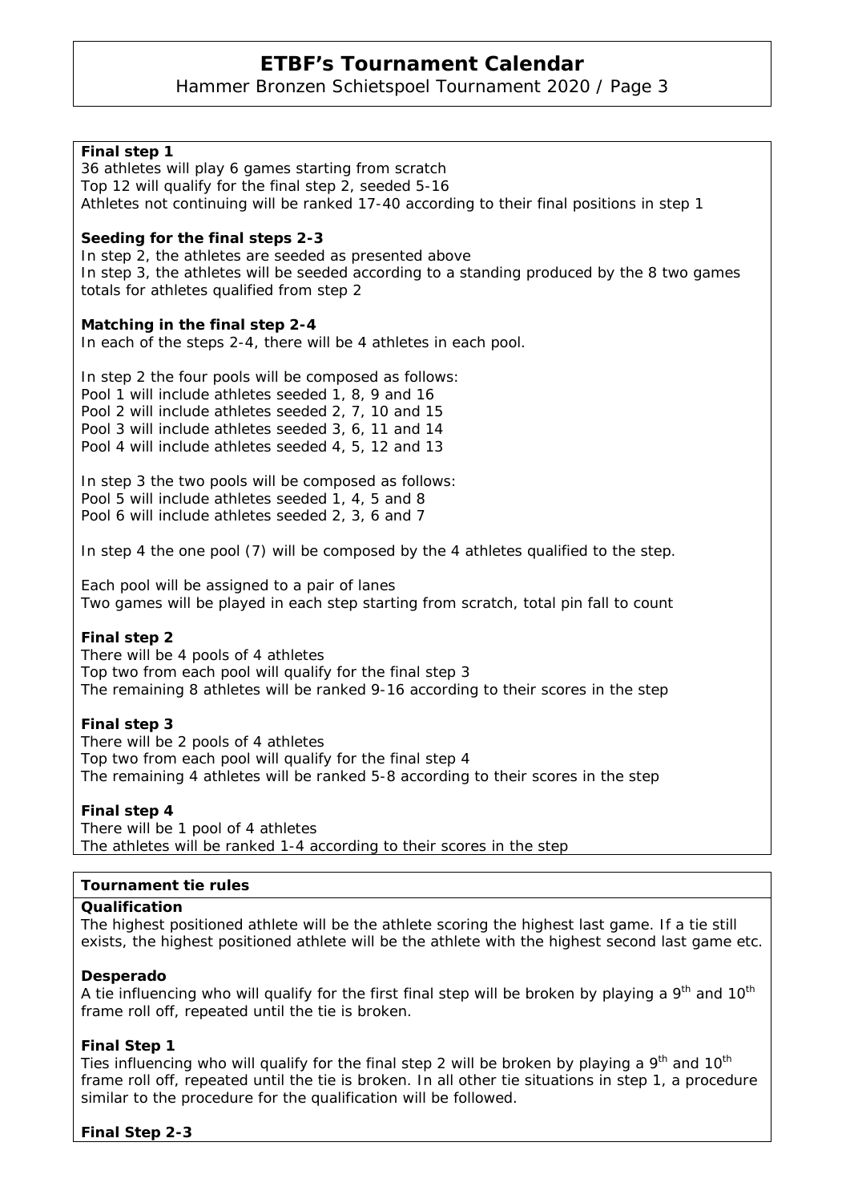**Final step 1**
36 athletes will play 6 games starting from scratch
Top 12 will qualify for the final step 2, seeded 5-16
Athletes not continuing will be ranked 17-40 according to their final positions in step 1

**Seeding for the final steps 2-3**
In step 2, the athletes are seeded as presented above
In step 3, the athletes will be seeded according to a standing produced by the 8 two games totals for athletes qualified from step 2

**Matching in the final step 2-4**
In each of the steps 2-4, there will be 4 athletes in each pool.

In step 2 the four pools will be composed as follows:
Pool 1 will include athletes seeded 1, 8, 9 and 16
Pool 2 will include athletes seeded 2, 7, 10 and 15
Pool 3 will include athletes seeded 3, 6, 11 and 14
Pool 4 will include athletes seeded 4, 5, 12 and 13

In step 3 the two pools will be composed as follows:
Pool 5 will include athletes seeded 1, 4, 5 and 8
Pool 6 will include athletes seeded 2, 3, 6 and 7

In step 4 the one pool (7) will be composed by the 4 athletes qualified to the step.

Each pool will be assigned to a pair of lanes
Two games will be played in each step starting from scratch, total pin fall to count

**Final step 2**
There will be 4 pools of 4 athletes
Top two from each pool will qualify for the final step 3
The remaining 8 athletes will be ranked 9-16 according to their scores in the step

**Final step 3**
There will be 2 pools of 4 athletes
Top two from each pool will qualify for the final step 4
The remaining 4 athletes will be ranked 5-8 according to their scores in the step

**Final step 4**
There will be 1 pool of 4 athletes
The athletes will be ranked 1-4 according to their scores in the step

**Tournament tie rules**

**Qualification**
The highest positioned athlete will be the athlete scoring the highest last game. If a tie still exists, the highest positioned athlete will be the athlete with the highest second last game etc.

**Desperado**
A tie influencing who will qualify for the first final step will be broken by playing a 9th and 10th frame roll off, repeated until the tie is broken.

**Final Step 1**
Ties influencing who will qualify for the final step 2 will be broken by playing a 9th and 10th frame roll off, repeated until the tie is broken. In all other tie situations in step 1, a procedure similar to the procedure for the qualification will be followed.

**Final Step 2-3**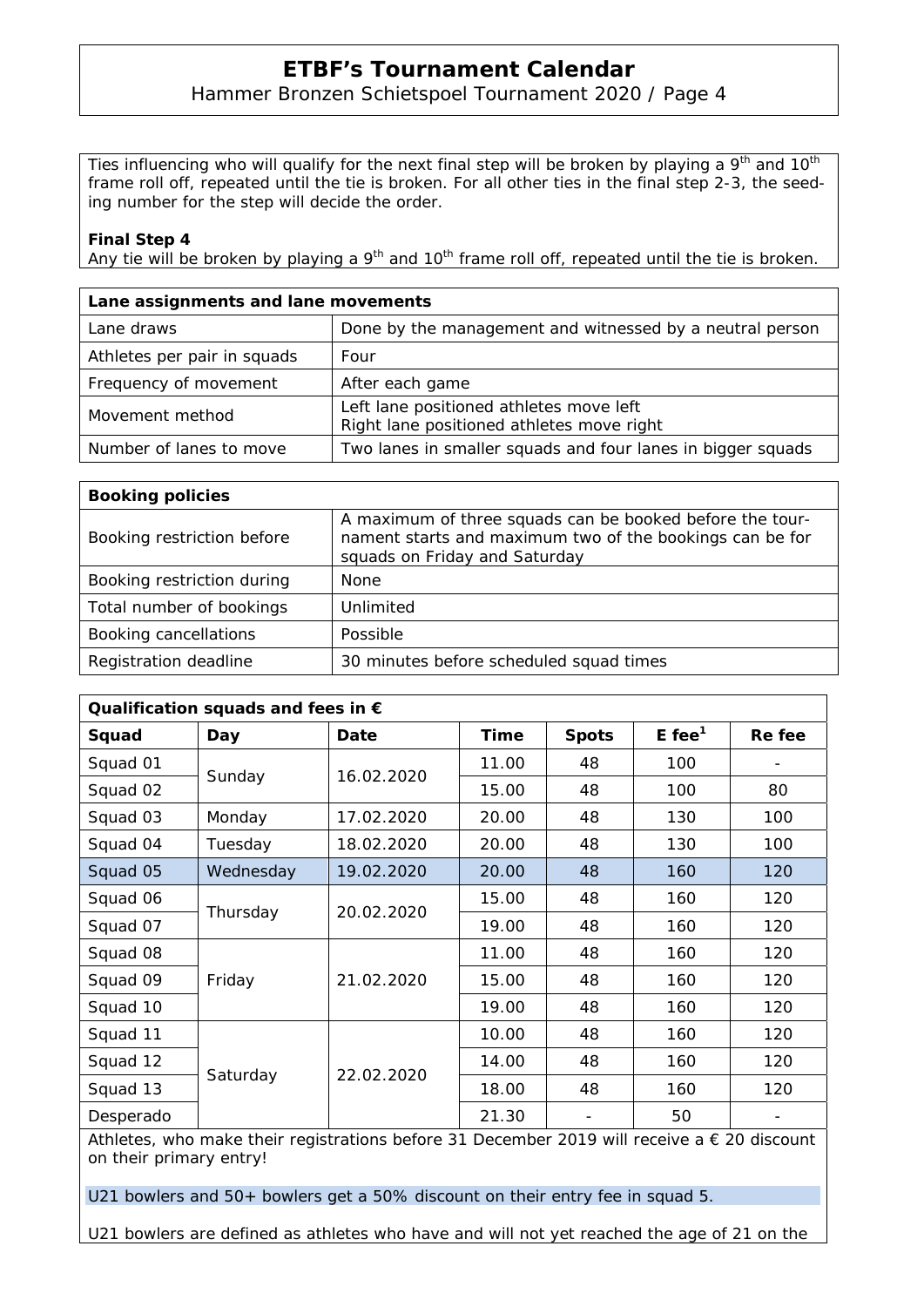Ties influencing who will qualify for the next final step will be broken by playing a 9th and 10th frame roll off, repeated until the tie is broken. For all other ties in the final step 2-3, the seeding number for the step will decide the order.

**Final Step 4**

Any tie will be broken by playing a 9th and 10th frame roll off, repeated until the tie is broken.

| Lane assignments and lane movements | |
|---|---|
| Lane draws | Done by the management and witnessed by a neutral person |
| Athletes per pair in squads | Four |
| Frequency of movement | After each game |
| Movement method | Left lane positioned athletes move left<br>Right lane positioned athletes move right |
| Number of lanes to move | Two lanes in smaller squads and four lanes in bigger squads |

| Booking policies | |
|---|---|
| Booking restriction before | A maximum of three squads can be booked before the tournament starts and maximum two of the bookings can be for squads on Friday and Saturday |
| Booking restriction during | None |
| Total number of bookings | Unlimited |
| Booking cancellations | Possible |
| Registration deadline | 30 minutes before scheduled squad times |

**Qualification squads and fees in €**

| Squad | Day | Date | Time | Spots | E fee[1] | Re fee |
|---|---|---|---|---|---|---|
| Squad 01 | Sunday | 16.02.2020 | 11.00 | 48 | 100 | - |
| Squad 02 | | | 15.00 | 48 | 100 | 80 |
| Squad 03 | Monday | 17.02.2020 | 20.00 | 48 | 130 | 100 |
| Squad 04 | Tuesday | 18.02.2020 | 20.00 | 48 | 130 | 100 |
| Squad 05 | Wednesday | 19.02.2020 | 20.00 | 48 | 160 | 120 |
| Squad 06 | Thursday | 20.02.2020 | 15.00 | 48 | 160 | 120 |
| Squad 07 | | | 19.00 | 48 | 160 | 120 |
| Squad 08 | Friday | 21.02.2020 | 11.00 | 48 | 160 | 120 |
| Squad 09 | | | 15.00 | 48 | 160 | 120 |
| Squad 10 | | | 19.00 | 48 | 160 | 120 |
| Squad 11 | Saturday | 22.02.2020 | 10.00 | 48 | 160 | 120 |
| Squad 12 | | | 14.00 | 48 | 160 | 120 |
| Squad 13 | | | 18.00 | 48 | 160 | 120 |
| Desperado | | | 21.30 | - | 50 | - |

Athletes, who make their registrations before 31 December 2019 will receive a € 20 discount on their primary entry!

U21 bowlers and 50+ bowlers get a 50% discount on their entry fee in squad 5.

U21 bowlers are defined as athletes who have and will not yet reached the age of 21 on the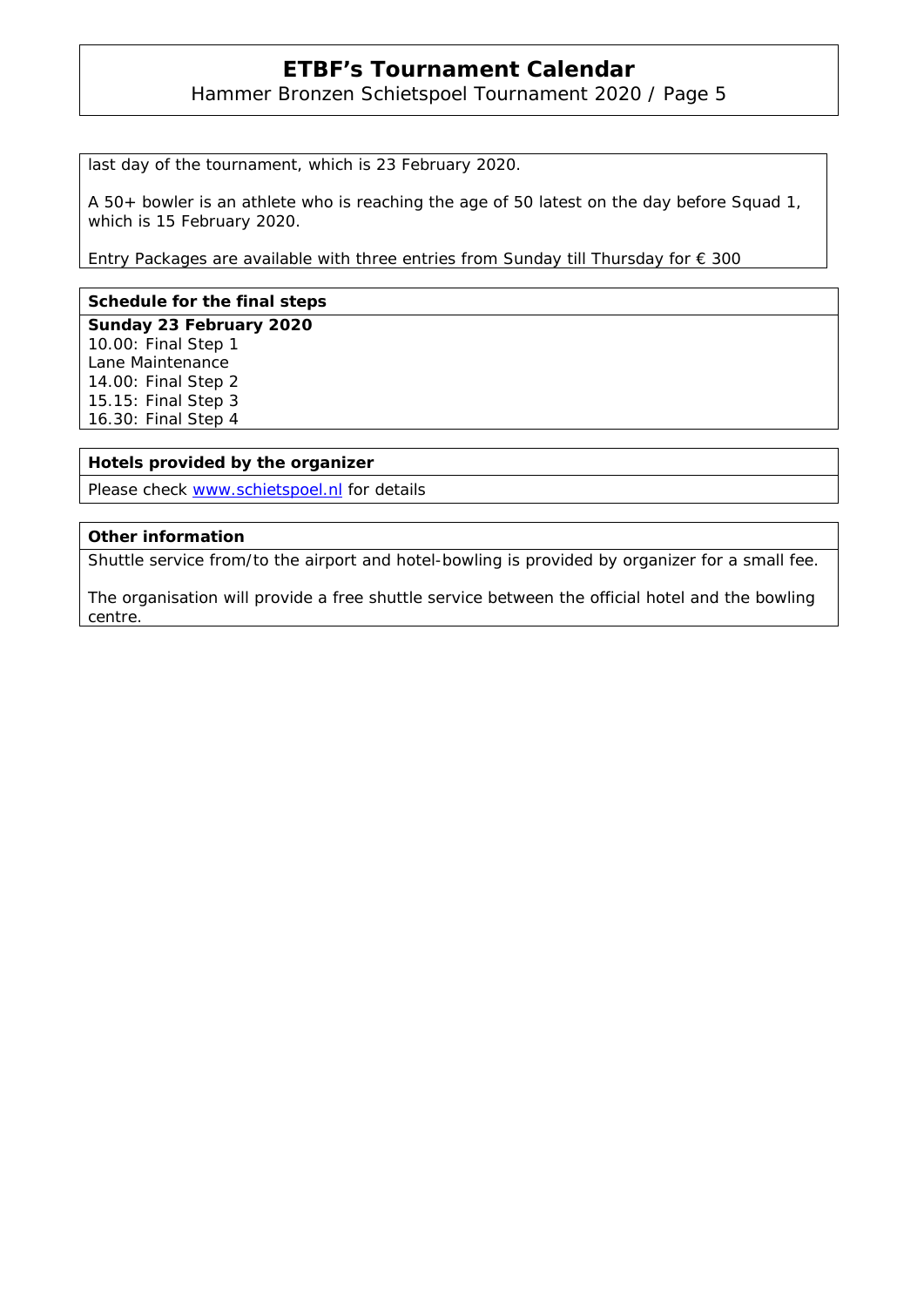last day of the tournament, which is 23 February 2020.

A 50+ bowler is an athlete who is reaching the age of 50 latest on the day before Squad 1, which is 15 February 2020.

Entry Packages are available with three entries from Sunday till Thursday for € 300

**Schedule for the final steps**

**Sunday 23 February 2020**
10.00: Final Step 1
Lane Maintenance
14.00: Final Step 2
15.15: Final Step 3
16.30: Final Step 4

**Hotels provided by the organizer**

Please check www.schietspoel.nl for details

**Other information**

Shuttle service from/to the airport and hotel-bowling is provided by organizer for a small fee.

The organisation will provide a free shuttle service between the official hotel and the bowling centre.